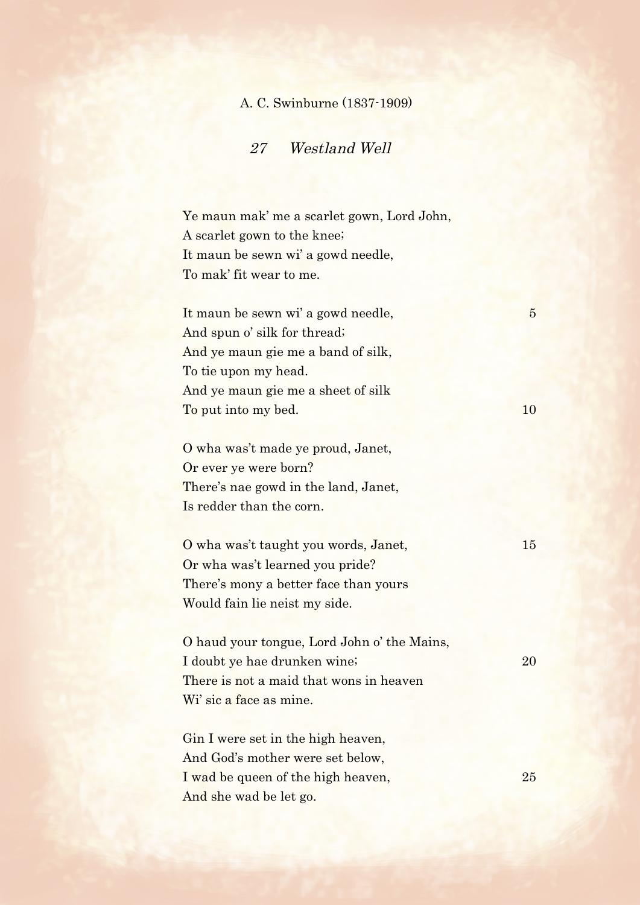A. C. Swinburne (1837-1909)

## 27 *Westland Well*

Ye maun mak' me a scarlet gown, Lord John,
A scarlet gown to the knee;
It maun be sewn wi' a gowd needle,
To mak' fit wear to me.

It maun be sewn wi' a gowd needle, 5
And spun o' silk for thread;
And ye maun gie me a band of silk,
To tie upon my head.
And ye maun gie me a sheet of silk
To put into my bed. 10

O wha was't made ye proud, Janet,
Or ever ye were born?
There's nae gowd in the land, Janet,
Is redder than the corn.

O wha was't taught you words, Janet, 15
Or wha was't learned you pride?
There's mony a better face than yours
Would fain lie neist my side.

O haud your tongue, Lord John o' the Mains,
I doubt ye hae drunken wine; 20
There is not a maid that wons in heaven
Wi' sic a face as mine.

Gin I were set in the high heaven,
And God's mother were set below,
I wad be queen of the high heaven, 25
And she wad be let go.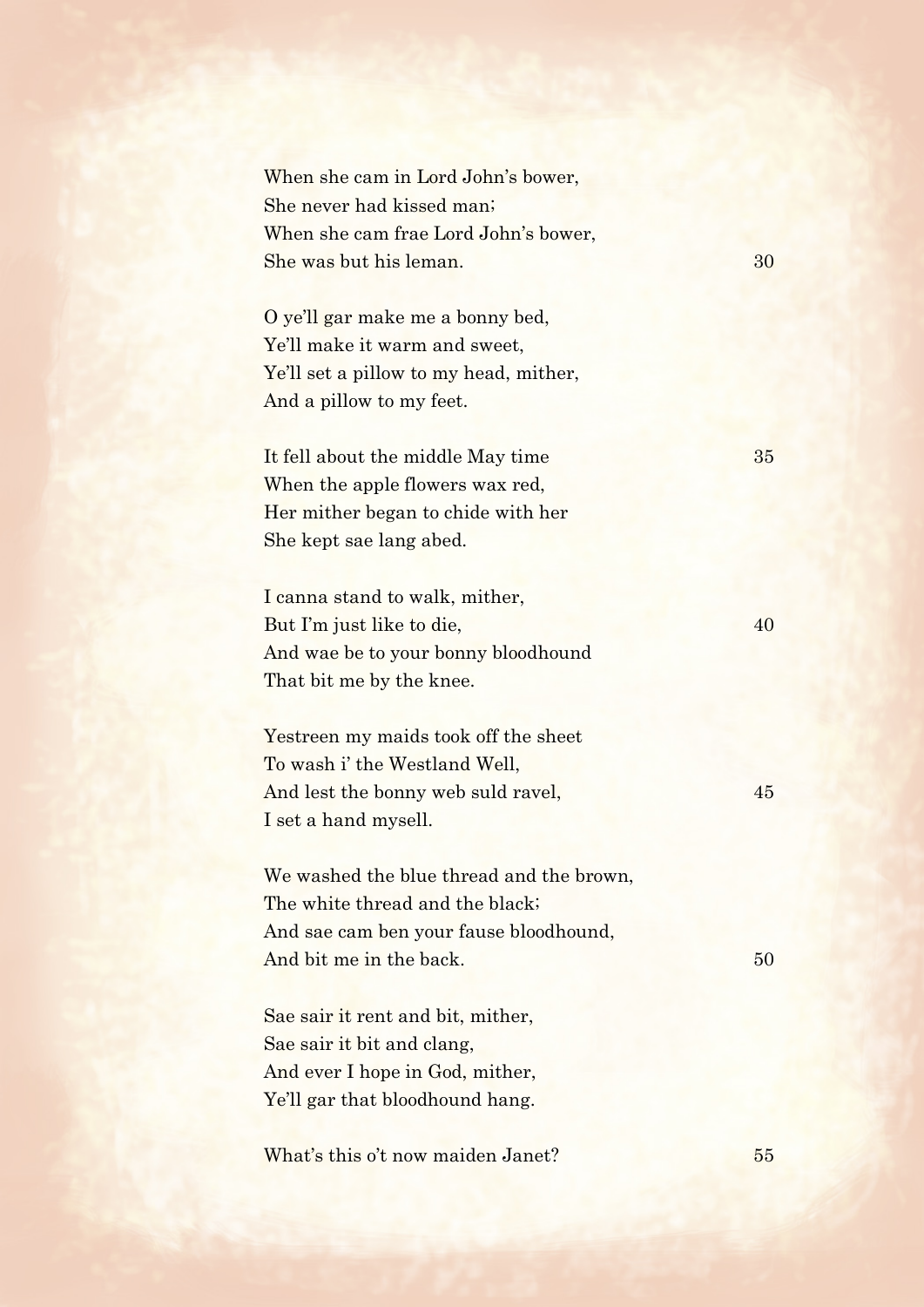When she cam in Lord John's bower,  
She never had kissed man;  
When she cam frae Lord John's bower,  
She was but his leman.

O ye'll gar make me a bonny bed,  
Ye'll make it warm and sweet,  
Ye'll set a pillow to my head, mither,  
And a pillow to my feet.

It fell about the middle May time  
When the apple flowers wax red,  
Her mither began to chide with her  
She kept sae lang abed.

I canna stand to walk, mither,  
But I'm just like to die,  
And wae be to your bonny bloodhound  
That bit me by the knee.

Yestreen my maids took off the sheet  
To wash i' the Westland Well,  
And lest the bonny web suld ravel,  
I set a hand mysell.

We washed the blue thread and the brown,  
The white thread and the black;  
And sae cam ben your fause bloodhound,  
And bit me in the back.

Sae sair it rent and bit, mither,  
Sae sair it bit and clang,  
And ever I hope in God, mither,  
Ye'll gar that bloodhound hang.

What's this o't now maiden Janet?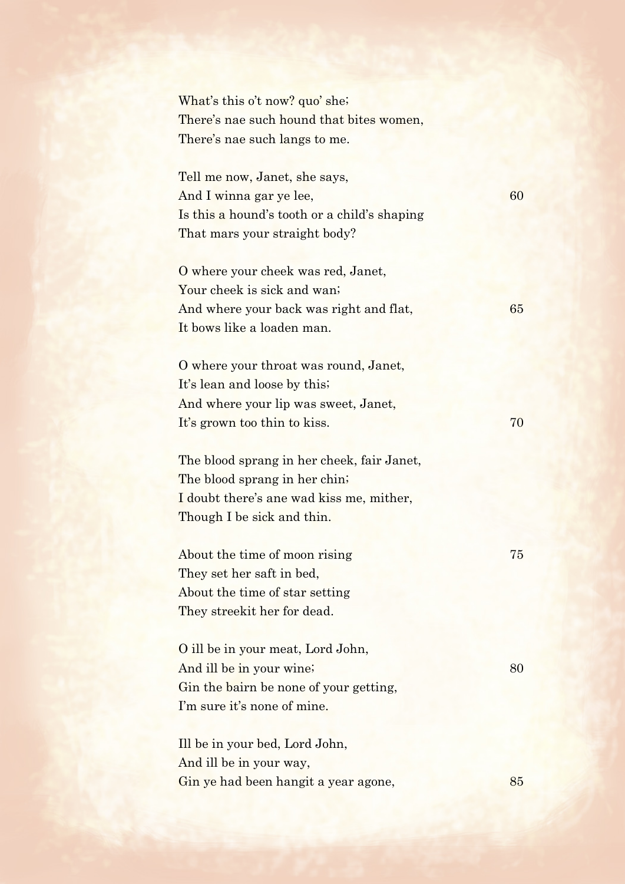What's this o't now? quo' she;  
There's nae such hound that bites women,  
There's nae such langs to me.

Tell me now, Janet, she says,  
And I winna gar ye lee, 60  
Is this a hound's tooth or a child's shaping  
That mars your straight body?

O where your cheek was red, Janet,  
Your cheek is sick and wan;  
And where your back was right and flat, 65  
It bows like a loaden man.

O where your throat was round, Janet,  
It's lean and loose by this;  
And where your lip was sweet, Janet,  
It's grown too thin to kiss. 70

The blood sprang in her cheek, fair Janet,  
The blood sprang in her chin;  
I doubt there's ane wad kiss me, mither,  
Though I be sick and thin.

About the time of moon rising 75  
They set her saft in bed,  
About the time of star setting  
They streekit her for dead.

O ill be in your meat, Lord John,  
And ill be in your wine; 80  
Gin the bairn be none of your getting,  
I'm sure it's none of mine.

Ill be in your bed, Lord John,  
And ill be in your way,  
Gin ye had been hangit a year agone, 85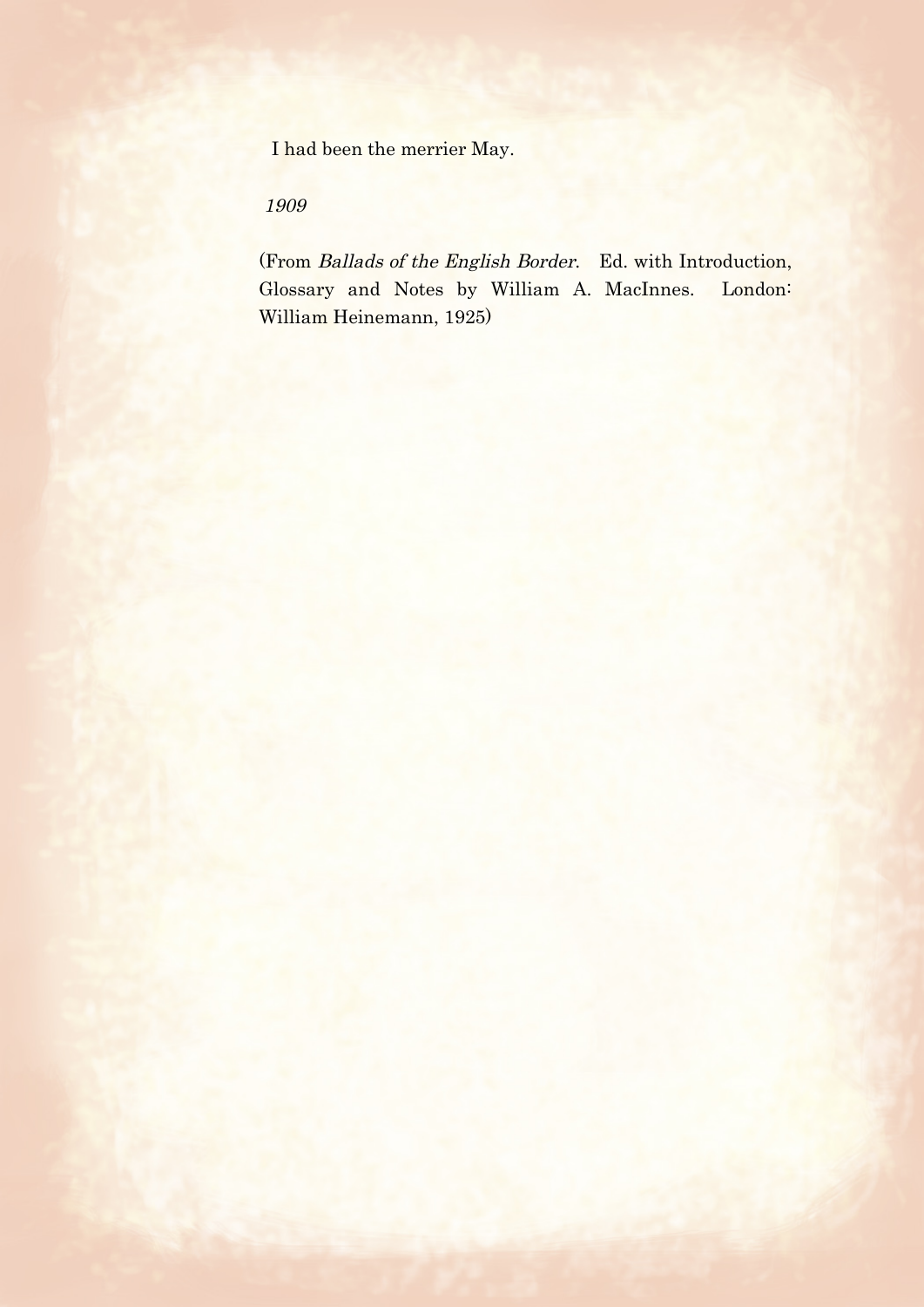I had been the merrier May.

*1909*

(From *Ballads of the English Border*. Ed. with Introduction, Glossary and Notes by William A. MacInnes. London: William Heinemann, 1925)